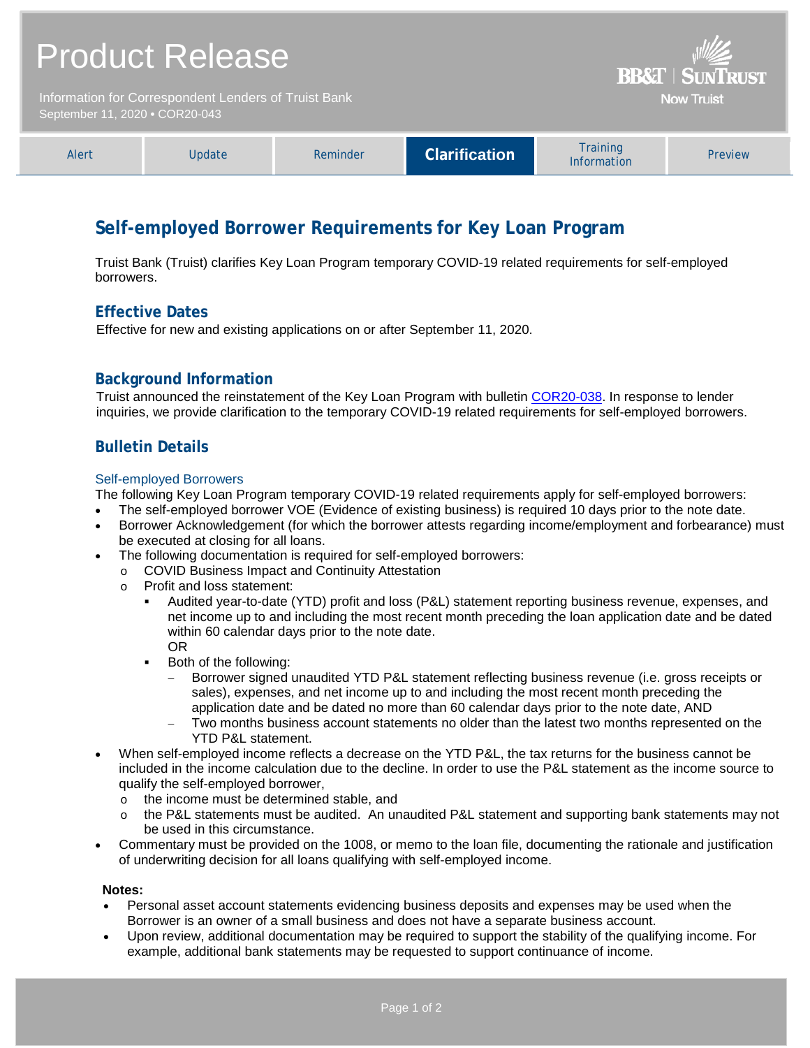# Product Release

Information for Correspondent Lenders of Truist Bank
September 11, 2020 • COR20-043

BB&T | SunTrust
Now Truist

Alert | Update | Reminder | **Clarification** | Training Information | Preview

## Self-employed Borrower Requirements for Key Loan Program

Truist Bank (Truist) clarifies Key Loan Program temporary COVID-19 related requirements for self-employed borrowers.

### Effective Dates

Effective for new and existing applications on or after September 11, 2020.

### Background Information

Truist announced the reinstatement of the Key Loan Program with bulletin COR20-038. In response to lender inquiries, we provide clarification to the temporary COVID-19 related requirements for self-employed borrowers.

### Bulletin Details

#### Self-employed Borrowers

The following Key Loan Program temporary COVID-19 related requirements apply for self-employed borrowers:

- The self-employed borrower VOE (Evidence of existing business) is required 10 days prior to the note date.
- Borrower Acknowledgement (for which the borrower attests regarding income/employment and forbearance) must be executed at closing for all loans.
- The following documentation is required for self-employed borrowers:
  - COVID Business Impact and Continuity Attestation
  - Profit and loss statement:
    - Audited year-to-date (YTD) profit and loss (P&L) statement reporting business revenue, expenses, and net income up to and including the most recent month preceding the loan application date and be dated within 60 calendar days prior to the note date.
      OR
    - Both of the following:
      - Borrower signed unaudited YTD P&L statement reflecting business revenue (i.e. gross receipts or sales), expenses, and net income up to and including the most recent month preceding the application date and be dated no more than 60 calendar days prior to the note date, AND
      - Two months business account statements no older than the latest two months represented on the YTD P&L statement.
- When self-employed income reflects a decrease on the YTD P&L, the tax returns for the business cannot be included in the income calculation due to the decline. In order to use the P&L statement as the income source to qualify the self-employed borrower,
  - the income must be determined stable, and
  - the P&L statements must be audited. An unaudited P&L statement and supporting bank statements may not be used in this circumstance.
- Commentary must be provided on the 1008, or memo to the loan file, documenting the rationale and justification of underwriting decision for all loans qualifying with self-employed income.

**Notes:**

- Personal asset account statements evidencing business deposits and expenses may be used when the Borrower is an owner of a small business and does not have a separate business account.
- Upon review, additional documentation may be required to support the stability of the qualifying income. For example, additional bank statements may be requested to support continuance of income.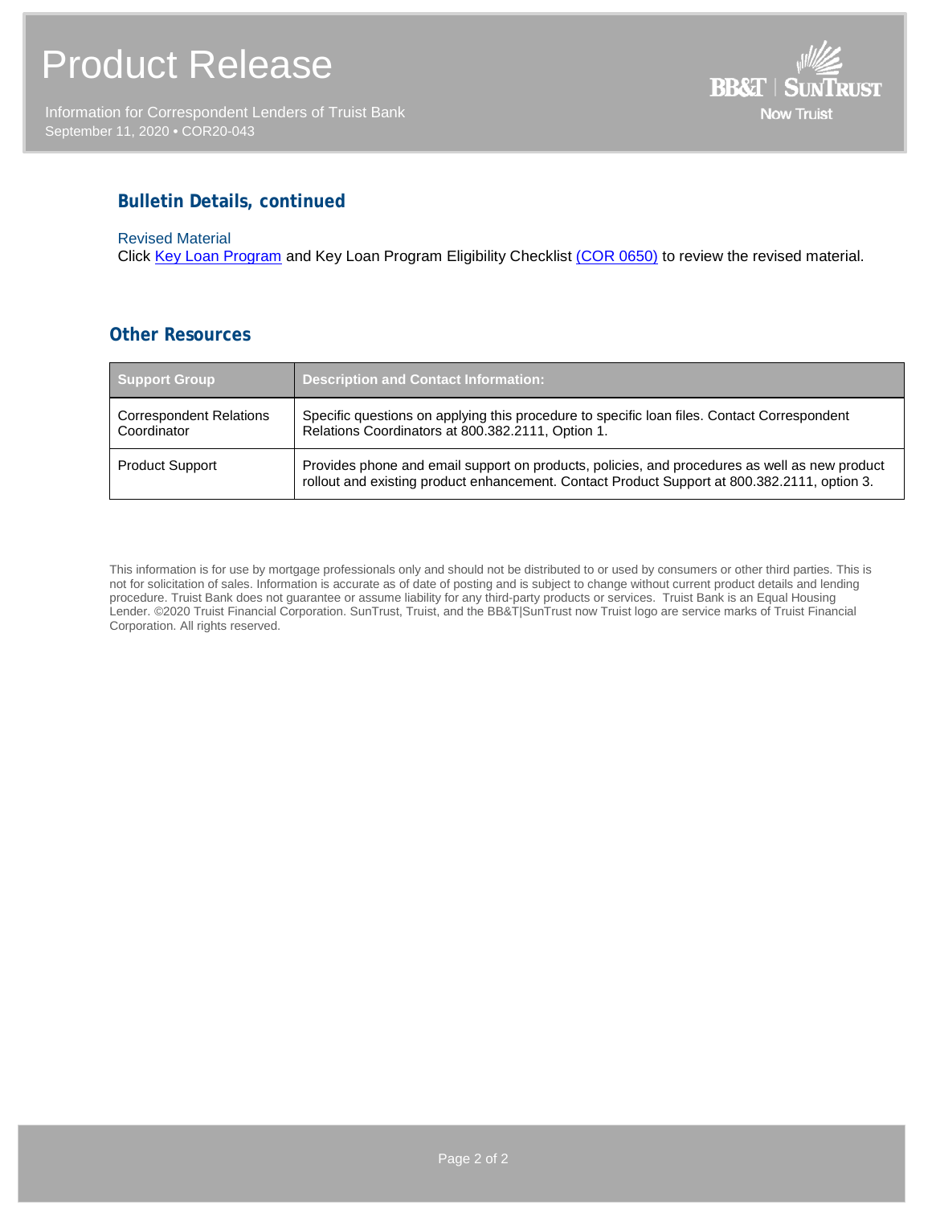## Bulletin Details, continued

Revised Material

Click Key Loan Program and Key Loan Program Eligibility Checklist (COR 0650) to review the revised material.

## Other Resources

| Support Group | Description and Contact Information: |
| --- | --- |
| Correspondent Relations Coordinator | Specific questions on applying this procedure to specific loan files. Contact Correspondent Relations Coordinators at 800.382.2111, Option 1. |
| Product Support | Provides phone and email support on products, policies, and procedures as well as new product rollout and existing product enhancement. Contact Product Support at 800.382.2111, option 3. |

This information is for use by mortgage professionals only and should not be distributed to or used by consumers or other third parties. This is not for solicitation of sales. Information is accurate as of date of posting and is subject to change without current product details and lending procedure. Truist Bank does not guarantee or assume liability for any third-party products or services. Truist Bank is an Equal Housing Lender. ©2020 Truist Financial Corporation. SunTrust, Truist, and the BB&T|SunTrust now Truist logo are service marks of Truist Financial Corporation. All rights reserved.